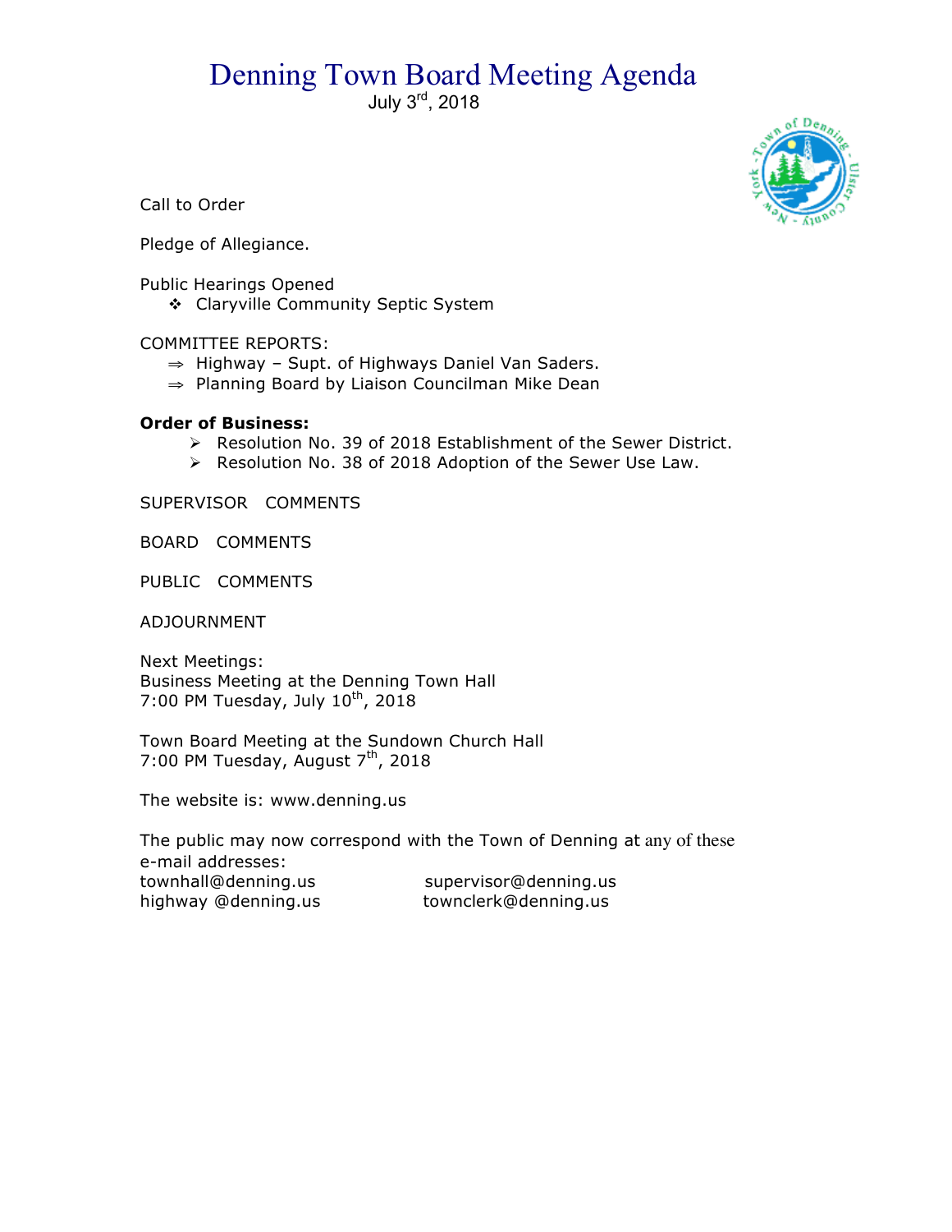# Denning Town Board Meeting Agenda

July 3rd, 2018

Call to Order

Pledge of Allegiance.

Public Hearings Opened

- Claryville Community Septic System

COMMITTEE REPORTS:

- Highway – Supt. of Highways Daniel Van Saders.
- Planning Board by Liaison Councilman Mike Dean

**Order of Business:**

- Resolution No. 39 of 2018 Establishment of the Sewer District.
- Resolution No. 38 of 2018 Adoption of the Sewer Use Law.

SUPERVISOR COMMENTS

BOARD COMMENTS

PUBLIC COMMENTS

ADJOURNMENT

Next Meetings:
Business Meeting at the Denning Town Hall
7:00 PM Tuesday, July 10th, 2018

Town Board Meeting at the Sundown Church Hall
7:00 PM Tuesday, August 7th, 2018

The website is: www.denning.us

The public may now correspond with the Town of Denning at any of these e-mail addresses:

townhall@denning.us supervisor@denning.us
highway @denning.us townclerk@denning.us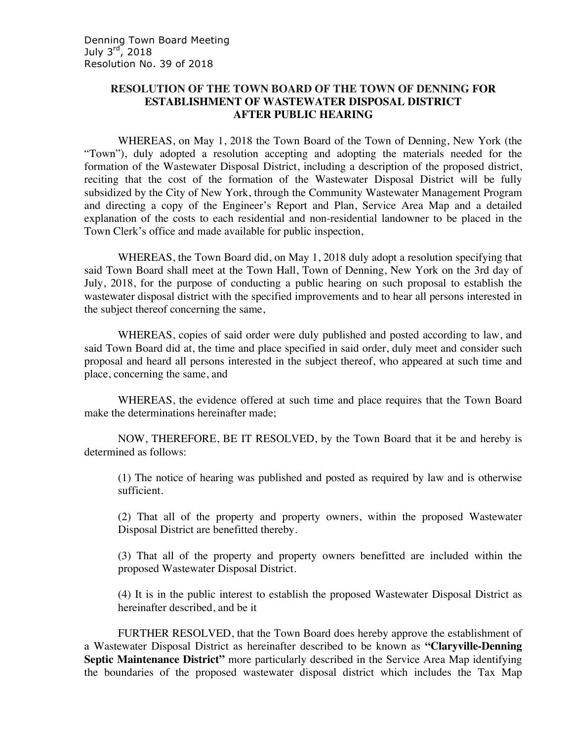Denning Town Board Meeting
July 3rd, 2018
Resolution No. 39 of 2018

## RESOLUTION OF THE TOWN BOARD OF THE TOWN OF DENNING FOR ESTABLISHMENT OF WASTEWATER DISPOSAL DISTRICT AFTER PUBLIC HEARING

WHEREAS, on May 1, 2018 the Town Board of the Town of Denning, New York (the "Town"), duly adopted a resolution accepting and adopting the materials needed for the formation of the Wastewater Disposal District, including a description of the proposed district, reciting that the cost of the formation of the Wastewater Disposal District will be fully subsidized by the City of New York, through the Community Wastewater Management Program and directing a copy of the Engineer's Report and Plan, Service Area Map and a detailed explanation of the costs to each residential and non-residential landowner to be placed in the Town Clerk's office and made available for public inspection,

WHEREAS, the Town Board did, on May 1, 2018 duly adopt a resolution specifying that said Town Board shall meet at the Town Hall, Town of Denning, New York on the 3rd day of July, 2018, for the purpose of conducting a public hearing on such proposal to establish the wastewater disposal district with the specified improvements and to hear all persons interested in the subject thereof concerning the same,

WHEREAS, copies of said order were duly published and posted according to law, and said Town Board did at, the time and place specified in said order, duly meet and consider such proposal and heard all persons interested in the subject thereof, who appeared at such time and place, concerning the same, and

WHEREAS, the evidence offered at such time and place requires that the Town Board make the determinations hereinafter made;

NOW, THEREFORE, BE IT RESOLVED, by the Town Board that it be and hereby is determined as follows:

(1) The notice of hearing was published and posted as required by law and is otherwise sufficient.

(2) That all of the property and property owners, within the proposed Wastewater Disposal District are benefitted thereby.

(3) That all of the property and property owners benefitted are included within the proposed Wastewater Disposal District.

(4) It is in the public interest to establish the proposed Wastewater Disposal District as hereinafter described, and be it

FURTHER RESOLVED, that the Town Board does hereby approve the establishment of a Wastewater Disposal District as hereinafter described to be known as **"Claryville-Denning Septic Maintenance District"** more particularly described in the Service Area Map identifying the boundaries of the proposed wastewater disposal district which includes the Tax Map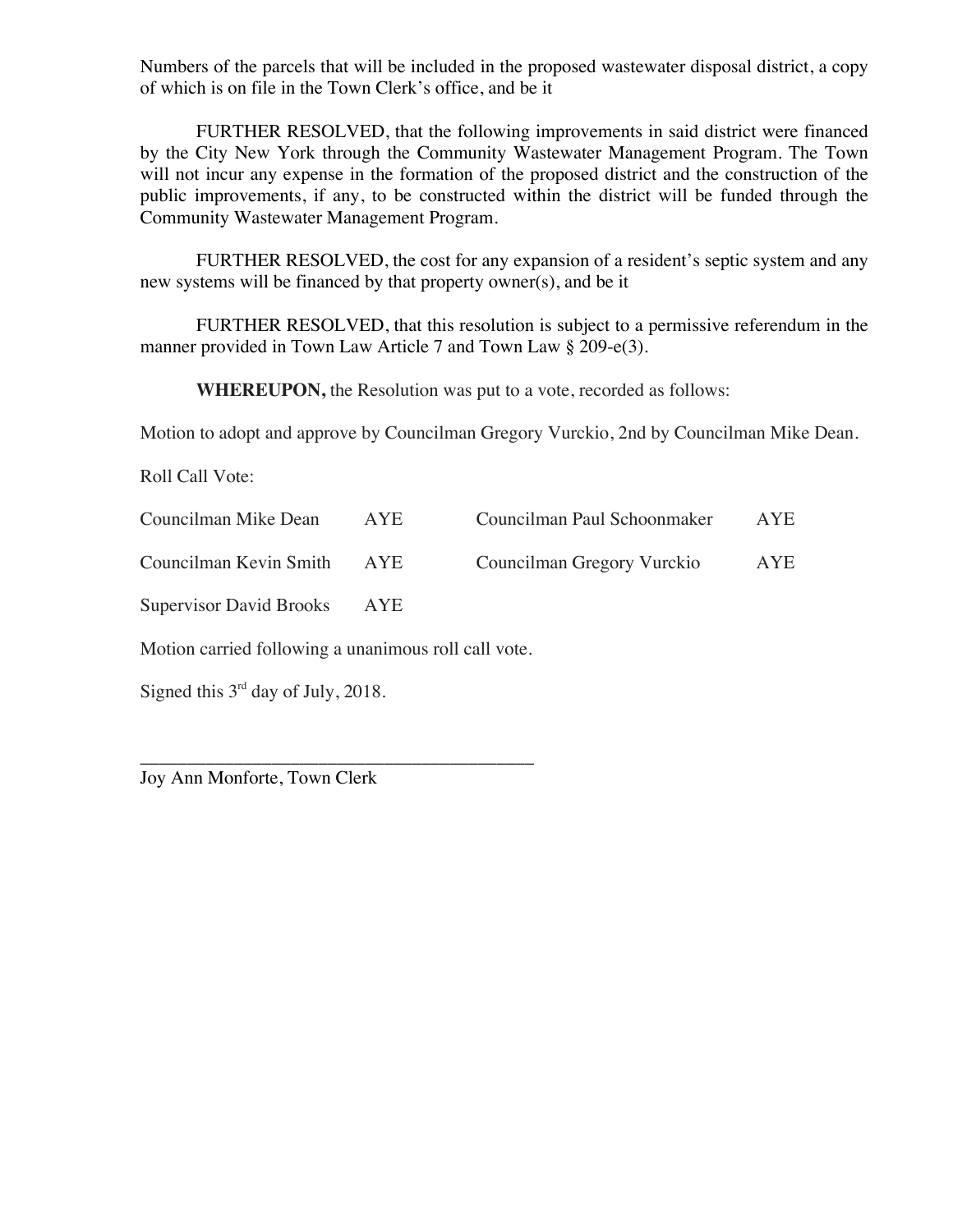Numbers of the parcels that will be included in the proposed wastewater disposal district, a copy of which is on file in the Town Clerk's office, and be it

FURTHER RESOLVED, that the following improvements in said district were financed by the City New York through the Community Wastewater Management Program. The Town will not incur any expense in the formation of the proposed district and the construction of the public improvements, if any, to be constructed within the district will be funded through the Community Wastewater Management Program.

FURTHER RESOLVED, the cost for any expansion of a resident's septic system and any new systems will be financed by that property owner(s), and be it

FURTHER RESOLVED, that this resolution is subject to a permissive referendum in the manner provided in Town Law Article 7 and Town Law § 209-e(3).

**WHEREUPON,** the Resolution was put to a vote, recorded as follows:

Motion to adopt and approve by Councilman Gregory Vurckio, 2nd by Councilman Mike Dean.

Roll Call Vote:

| | | | |
|---|---|---|---|
| Councilman Mike Dean | AYE | Councilman Paul Schoonmaker | AYE |
| Councilman Kevin Smith | AYE | Councilman Gregory Vurckio | AYE |
| Supervisor David Brooks | AYE | | |

Motion carried following a unanimous roll call vote.

Signed this 3rd day of July, 2018.

\_\_\_\_\_\_\_\_\_\_\_\_\_\_\_\_\_\_\_\_\_\_\_\_\_\_\_\_\_\_\_\_\_\_\_\_\_\_\_\_\_\_

Joy Ann Monforte, Town Clerk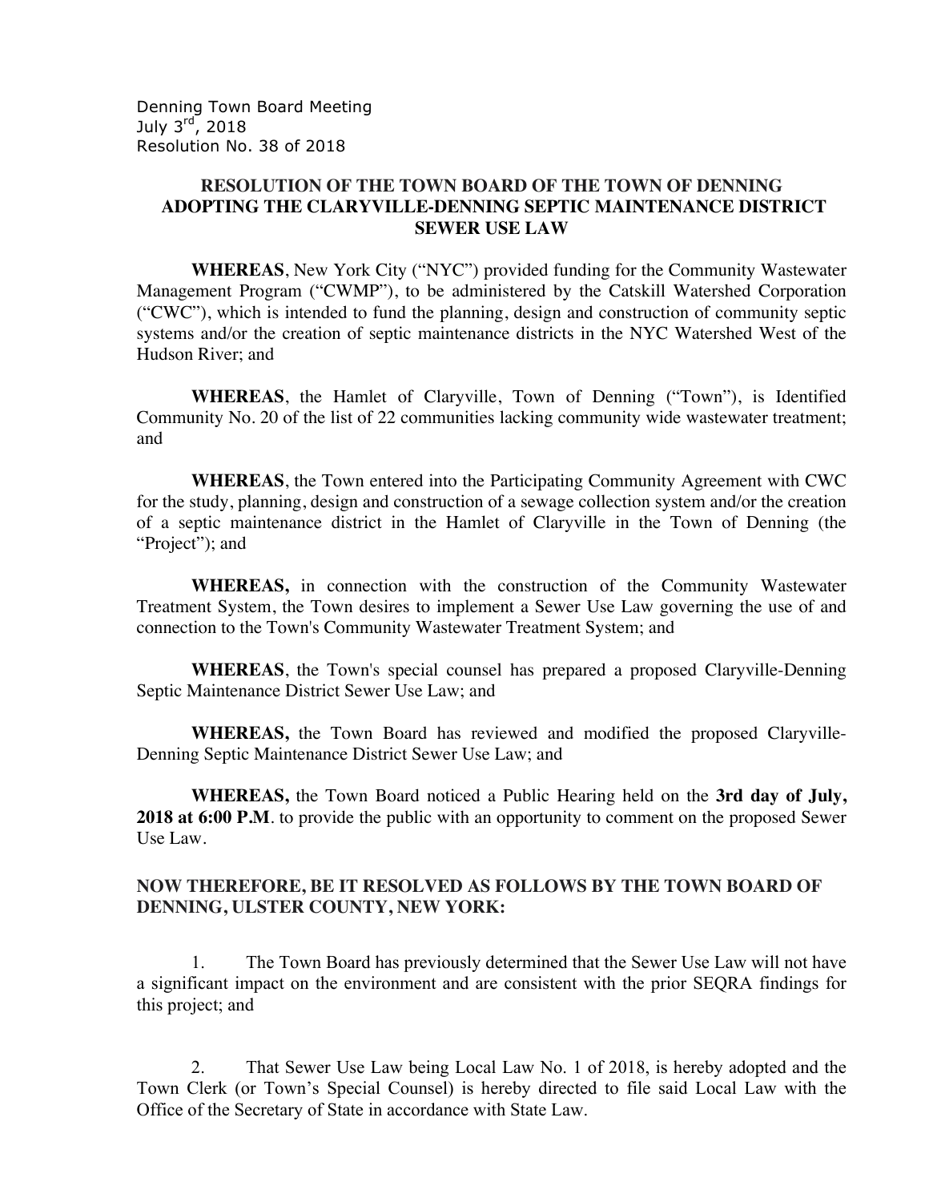Denning Town Board Meeting
July 3rd, 2018
Resolution No. 38 of 2018

**RESOLUTION OF THE TOWN BOARD OF THE TOWN OF DENNING ADOPTING THE CLARYVILLE-DENNING SEPTIC MAINTENANCE DISTRICT SEWER USE LAW**

**WHEREAS**, New York City ("NYC") provided funding for the Community Wastewater Management Program ("CWMP"), to be administered by the Catskill Watershed Corporation ("CWC"), which is intended to fund the planning, design and construction of community septic systems and/or the creation of septic maintenance districts in the NYC Watershed West of the Hudson River; and

**WHEREAS**, the Hamlet of Claryville, Town of Denning ("Town"), is Identified Community No. 20 of the list of 22 communities lacking community wide wastewater treatment; and

**WHEREAS**, the Town entered into the Participating Community Agreement with CWC for the study, planning, design and construction of a sewage collection system and/or the creation of a septic maintenance district in the Hamlet of Claryville in the Town of Denning (the "Project"); and

**WHEREAS,** in connection with the construction of the Community Wastewater Treatment System, the Town desires to implement a Sewer Use Law governing the use of and connection to the Town's Community Wastewater Treatment System; and

**WHEREAS**, the Town's special counsel has prepared a proposed Claryville-Denning Septic Maintenance District Sewer Use Law; and

**WHEREAS,** the Town Board has reviewed and modified the proposed Claryville-Denning Septic Maintenance District Sewer Use Law; and

**WHEREAS,** the Town Board noticed a Public Hearing held on the **3rd day of July, 2018 at 6:00 P.M**. to provide the public with an opportunity to comment on the proposed Sewer Use Law.

**NOW THEREFORE, BE IT RESOLVED AS FOLLOWS BY THE TOWN BOARD OF DENNING, ULSTER COUNTY, NEW YORK:**

1. The Town Board has previously determined that the Sewer Use Law will not have a significant impact on the environment and are consistent with the prior SEQRA findings for this project; and

2. That Sewer Use Law being Local Law No. 1 of 2018, is hereby adopted and the Town Clerk (or Town's Special Counsel) is hereby directed to file said Local Law with the Office of the Secretary of State in accordance with State Law.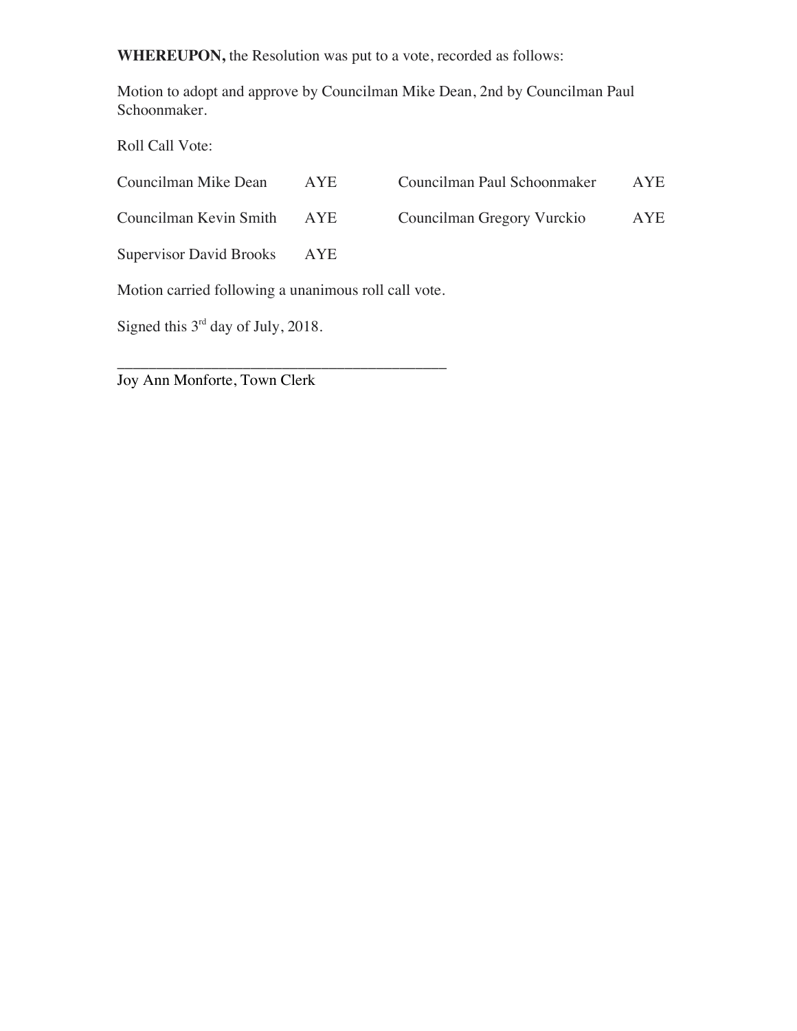**WHEREUPON,** the Resolution was put to a vote, recorded as follows:

Motion to adopt and approve by Councilman Mike Dean, 2nd by Councilman Paul Schoonmaker.

Roll Call Vote:

| | | | |
|---|---|---|---|
| Councilman Mike Dean | AYE | Councilman Paul Schoonmaker | AYE |
| Councilman Kevin Smith | AYE | Councilman Gregory Vurckio | AYE |
| Supervisor David Brooks | AYE | | |

Motion carried following a unanimous roll call vote.

Signed this 3rd day of July, 2018.

\_\_\_\_\_\_\_\_\_\_\_\_\_\_\_\_\_\_\_\_\_\_\_\_\_\_\_\_\_\_\_\_\_\_\_\_\_\_\_\_

Joy Ann Monforte, Town Clerk